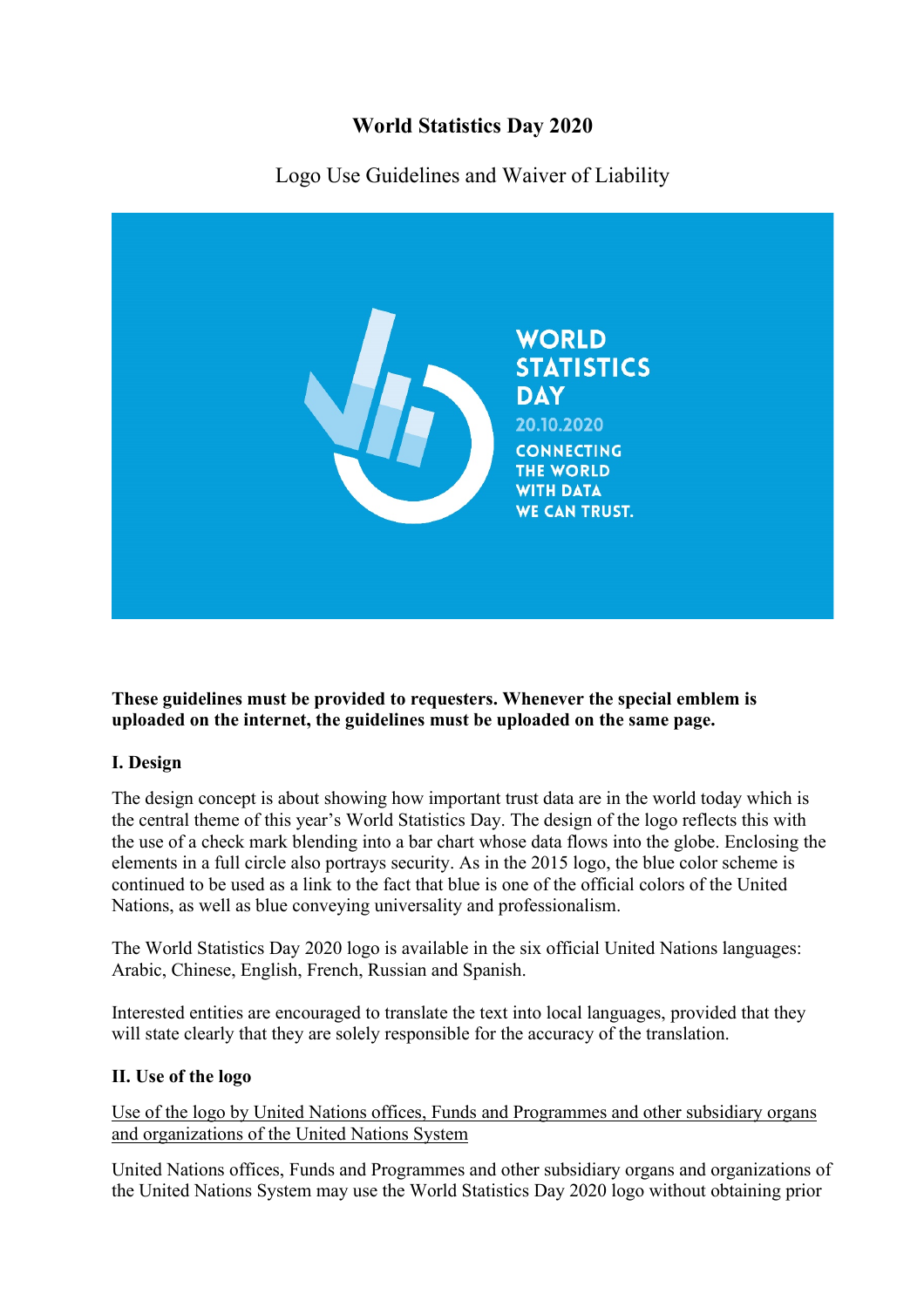# World Statistics Day 2020

Logo Use Guidelines and Waiver of Liability

**These guidelines must be provided to requesters. Whenever the special emblem is uploaded on the internet, the guidelines must be uploaded on the same page.**

## I. Design

The design concept is about showing how important trust data are in the world today which is the central theme of this year's World Statistics Day. The design of the logo reflects this with the use of a check mark blending into a bar chart whose data flows into the globe. Enclosing the elements in a full circle also portrays security. As in the 2015 logo, the blue color scheme is continued to be used as a link to the fact that blue is one of the official colors of the United Nations, as well as blue conveying universality and professionalism.

The World Statistics Day 2020 logo is available in the six official United Nations languages: Arabic, Chinese, English, French, Russian and Spanish.

Interested entities are encouraged to translate the text into local languages, provided that they will state clearly that they are solely responsible for the accuracy of the translation.

## II. Use of the logo

Use of the logo by United Nations offices, Funds and Programmes and other subsidiary organs and organizations of the United Nations System

United Nations offices, Funds and Programmes and other subsidiary organs and organizations of the United Nations System may use the World Statistics Day 2020 logo without obtaining prior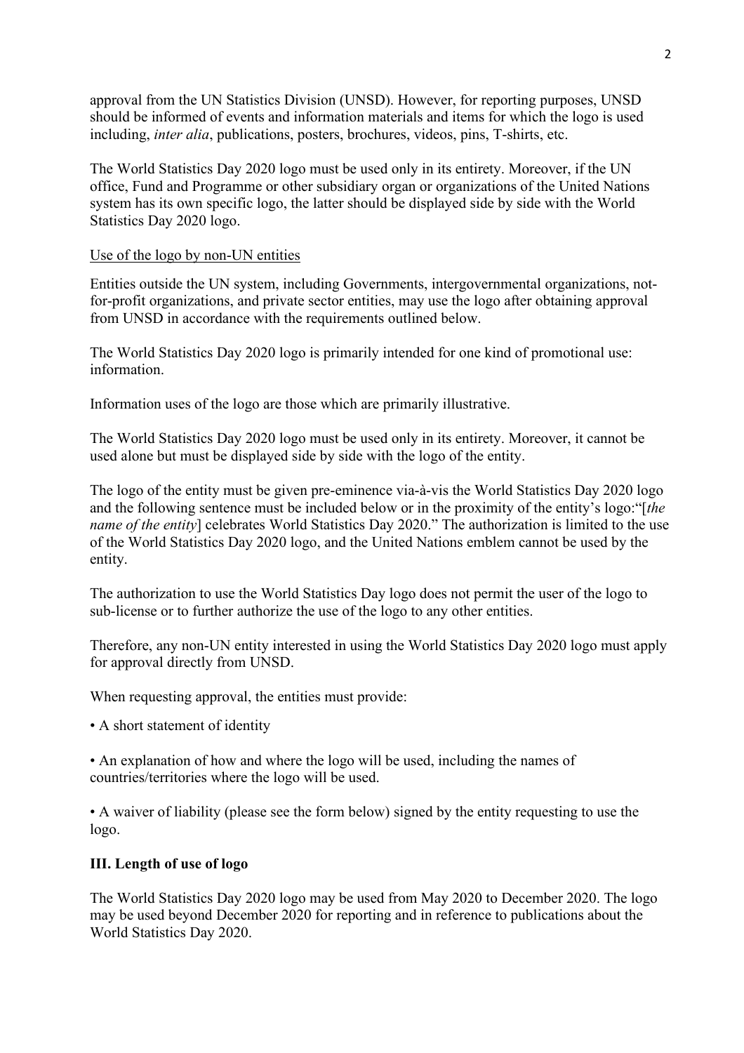approval from the UN Statistics Division (UNSD). However, for reporting purposes, UNSD should be informed of events and information materials and items for which the logo is used including, *inter alia*, publications, posters, brochures, videos, pins, T-shirts, etc.

The World Statistics Day 2020 logo must be used only in its entirety. Moreover, if the UN office, Fund and Programme or other subsidiary organ or organizations of the United Nations system has its own specific logo, the latter should be displayed side by side with the World Statistics Day 2020 logo.

<u>Use of the logo by non-UN entities</u>

Entities outside the UN system, including Governments, intergovernmental organizations, not-for-profit organizations, and private sector entities, may use the logo after obtaining approval from UNSD in accordance with the requirements outlined below.

The World Statistics Day 2020 logo is primarily intended for one kind of promotional use: information.

Information uses of the logo are those which are primarily illustrative.

The World Statistics Day 2020 logo must be used only in its entirety. Moreover, it cannot be used alone but must be displayed side by side with the logo of the entity.

The logo of the entity must be given pre-eminence via-à-vis the World Statistics Day 2020 logo and the following sentence must be included below or in the proximity of the entity's logo:"[*the name of the entity*] celebrates World Statistics Day 2020." The authorization is limited to the use of the World Statistics Day 2020 logo, and the United Nations emblem cannot be used by the entity.

The authorization to use the World Statistics Day logo does not permit the user of the logo to sub-license or to further authorize the use of the logo to any other entities.

Therefore, any non-UN entity interested in using the World Statistics Day 2020 logo must apply for approval directly from UNSD.

When requesting approval, the entities must provide:

- A short statement of identity

- An explanation of how and where the logo will be used, including the names of countries/territories where the logo will be used.

- A waiver of liability (please see the form below) signed by the entity requesting to use the logo.

**III. Length of use of logo**

The World Statistics Day 2020 logo may be used from May 2020 to December 2020. The logo may be used beyond December 2020 for reporting and in reference to publications about the World Statistics Day 2020.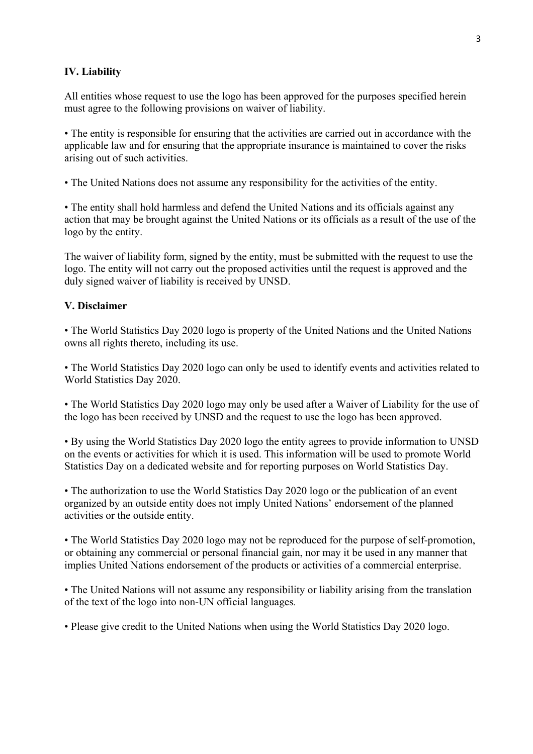## IV. Liability

All entities whose request to use the logo has been approved for the purposes specified herein must agree to the following provisions on waiver of liability.

- The entity is responsible for ensuring that the activities are carried out in accordance with the applicable law and for ensuring that the appropriate insurance is maintained to cover the risks arising out of such activities.

- The United Nations does not assume any responsibility for the activities of the entity.

- The entity shall hold harmless and defend the United Nations and its officials against any action that may be brought against the United Nations or its officials as a result of the use of the logo by the entity.

The waiver of liability form, signed by the entity, must be submitted with the request to use the logo. The entity will not carry out the proposed activities until the request is approved and the duly signed waiver of liability is received by UNSD.

## V. Disclaimer

- The World Statistics Day 2020 logo is property of the United Nations and the United Nations owns all rights thereto, including its use.

- The World Statistics Day 2020 logo can only be used to identify events and activities related to World Statistics Day 2020.

- The World Statistics Day 2020 logo may only be used after a Waiver of Liability for the use of the logo has been received by UNSD and the request to use the logo has been approved.

- By using the World Statistics Day 2020 logo the entity agrees to provide information to UNSD on the events or activities for which it is used. This information will be used to promote World Statistics Day on a dedicated website and for reporting purposes on World Statistics Day.

- The authorization to use the World Statistics Day 2020 logo or the publication of an event organized by an outside entity does not imply United Nations' endorsement of the planned activities or the outside entity.

- The World Statistics Day 2020 logo may not be reproduced for the purpose of self-promotion, or obtaining any commercial or personal financial gain, nor may it be used in any manner that implies United Nations endorsement of the products or activities of a commercial enterprise.

- The United Nations will not assume any responsibility or liability arising from the translation of the text of the logo into non-UN official languages*.*

- Please give credit to the United Nations when using the World Statistics Day 2020 logo.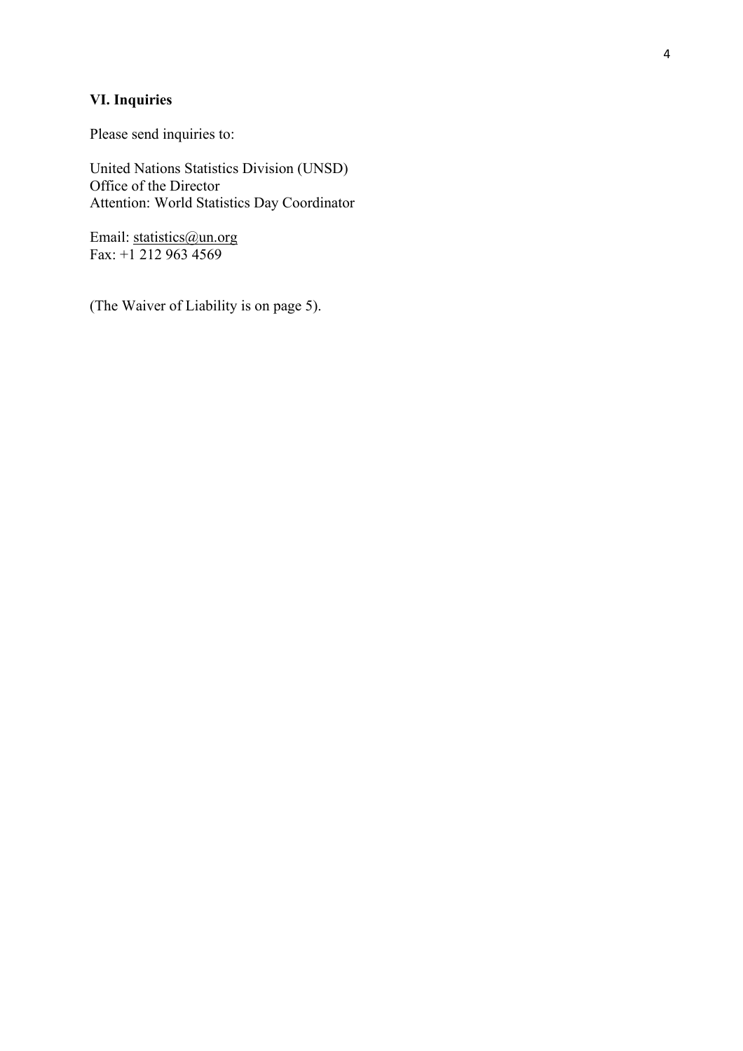## VI. Inquiries

Please send inquiries to:

United Nations Statistics Division (UNSD)
Office of the Director
Attention: World Statistics Day Coordinator

Email: statistics@un.org
Fax: +1 212 963 4569

(The Waiver of Liability is on page 5).